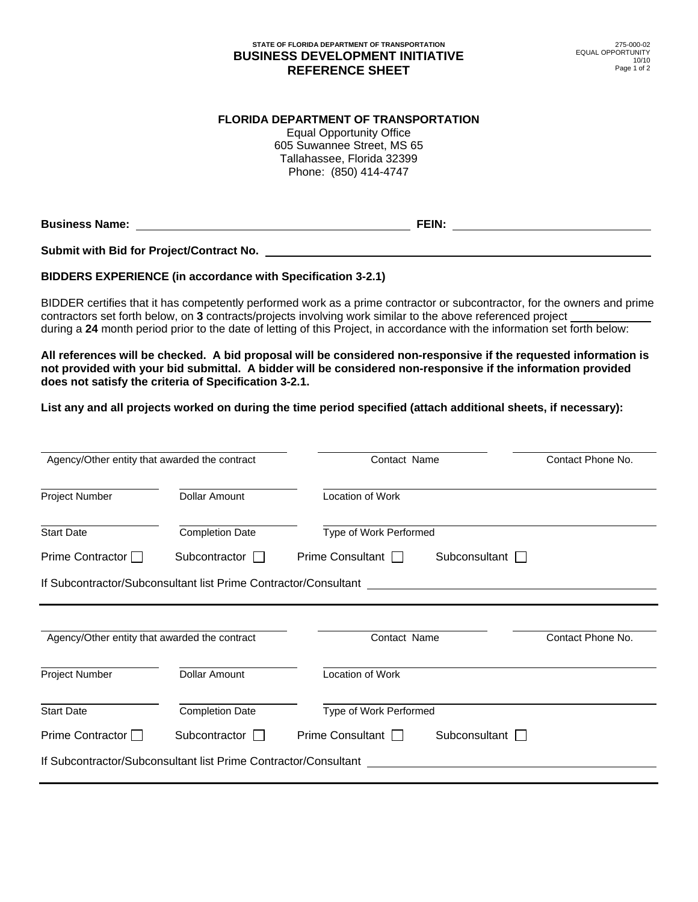STATE OF FLORIDA DEPARTMENT OF TRANSPORTATION

# BUSINESS DEVELOPMENT INITIATIVE REFERENCE SHEET

275-000-02
EQUAL OPPORTUNITY
10/10

**FLORIDA DEPARTMENT OF TRANSPORTATION**
Equal Opportunity Office
605 Suwannee Street, MS 65
Tallahassee, Florida 32399
Phone: (850) 414-4747

**Business Name:** ______________________________ **FEIN:** ____________________

**Submit with Bid for Project/Contract No.** ______________________________

**BIDDERS EXPERIENCE (in accordance with Specification 3-2.1)**

BIDDER certifies that it has competently performed work as a prime contractor or subcontractor, for the owners and prime contractors set forth below, on **3** contracts/projects involving work similar to the above referenced project ____________ during a **24** month period prior to the date of letting of this Project, in accordance with the information set forth below:

**All references will be checked. A bid proposal will be considered non-responsive if the requested information is not provided with your bid submittal. A bidder will be considered non-responsive if the information provided does not satisfy the criteria of Specification 3-2.1.**

**List any and all projects worked on during the time period specified (attach additional sheets, if necessary):**

______________________ ______________________ ______________________
Agency/Other entity that awarded the contract | Contact Name | Contact Phone No.

__________ __________ ______________________
Project Number | Dollar Amount | Location of Work

__________ __________ ______________________
Start Date | Completion Date | Type of Work Performed

Prime Contractor ☐ Subcontractor ☐ Prime Consultant ☐ Subconsultant ☐

If Subcontractor/Subconsultant list Prime Contractor/Consultant ______________________

---

______________________ ______________________ ______________________
Agency/Other entity that awarded the contract | Contact Name | Contact Phone No.

__________ __________ ______________________
Project Number | Dollar Amount | Location of Work

__________ __________ ______________________
Start Date | Completion Date | Type of Work Performed

Prime Contractor ☐ Subcontractor ☐ Prime Consultant ☐ Subconsultant ☐

If Subcontractor/Subconsultant list Prime Contractor/Consultant ______________________

---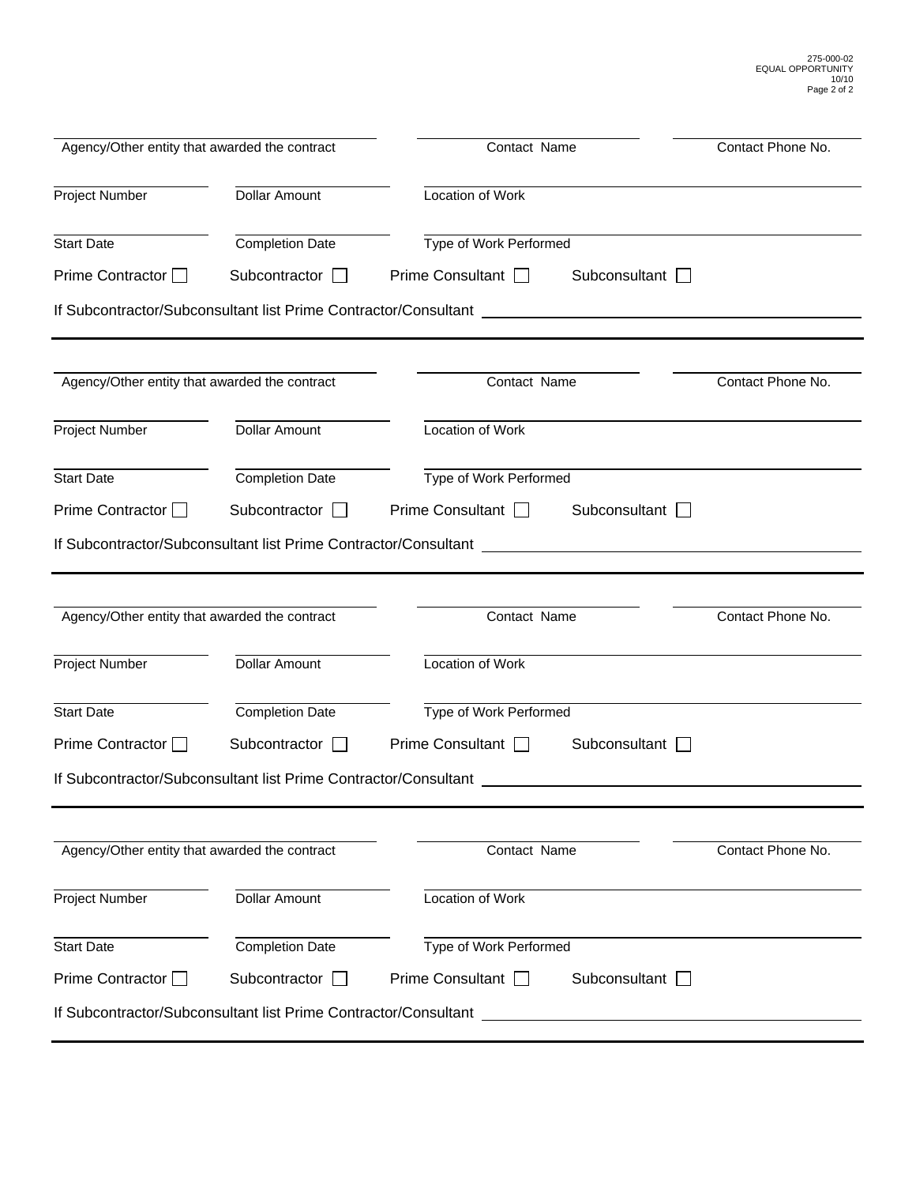Agency/Other entity that awarded the contract | Contact Name | Contact Phone No.

Project Number | Dollar Amount | Location of Work

Start Date | Completion Date | Type of Work Performed

Prime Contractor ☐ Subcontractor ☐ Prime Consultant ☐ Subconsultant ☐

If Subcontractor/Subconsultant list Prime Contractor/Consultant ______________________

---

Agency/Other entity that awarded the contract | Contact Name | Contact Phone No.

Project Number | Dollar Amount | Location of Work

Start Date | Completion Date | Type of Work Performed

Prime Contractor ☐ Subcontractor ☐ Prime Consultant ☐ Subconsultant ☐

If Subcontractor/Subconsultant list Prime Contractor/Consultant ______________________

---

Agency/Other entity that awarded the contract | Contact Name | Contact Phone No.

Project Number | Dollar Amount | Location of Work

Start Date | Completion Date | Type of Work Performed

Prime Contractor ☐ Subcontractor ☐ Prime Consultant ☐ Subconsultant ☐

If Subcontractor/Subconsultant list Prime Contractor/Consultant ______________________

---

Agency/Other entity that awarded the contract | Contact Name | Contact Phone No.

Project Number | Dollar Amount | Location of Work

Start Date | Completion Date | Type of Work Performed

Prime Contractor ☐ Subcontractor ☐ Prime Consultant ☐ Subconsultant ☐

If Subcontractor/Subconsultant list Prime Contractor/Consultant ______________________

---